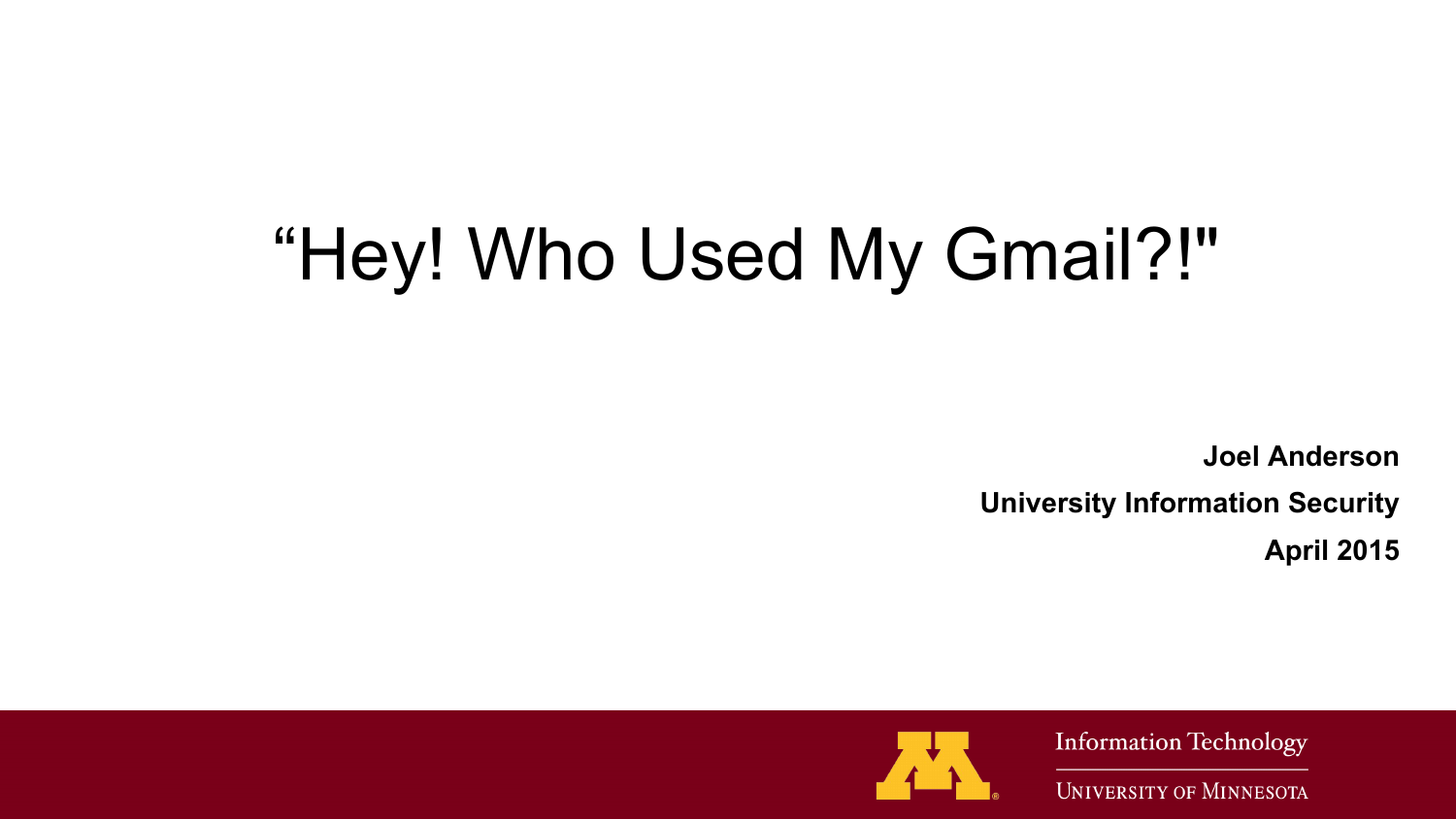# “Hey! Who Used My Gmail?!"

**Joel Anderson**

**University Information Security**

**April 2015**

Information Technology

University of Minnesota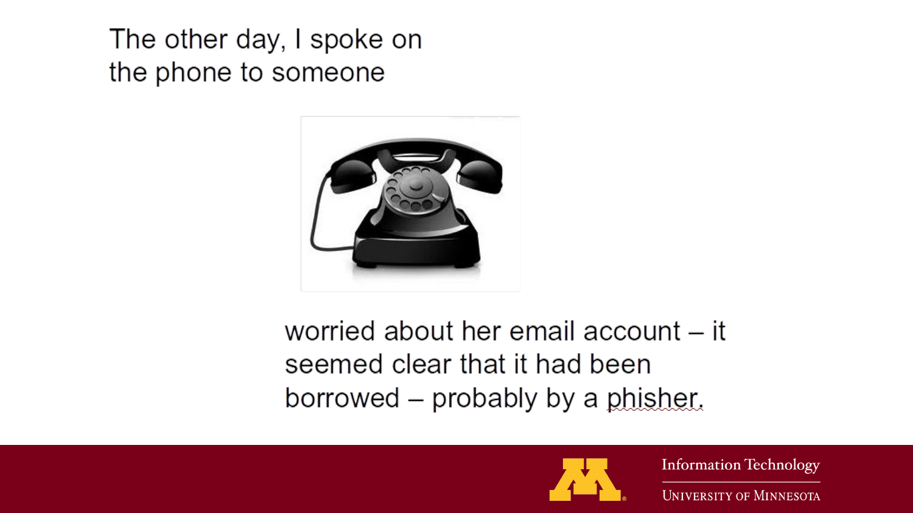The other day, I spoke on the phone to someone

worried about her email account – it seemed clear that it had been borrowed – probably by a phisher.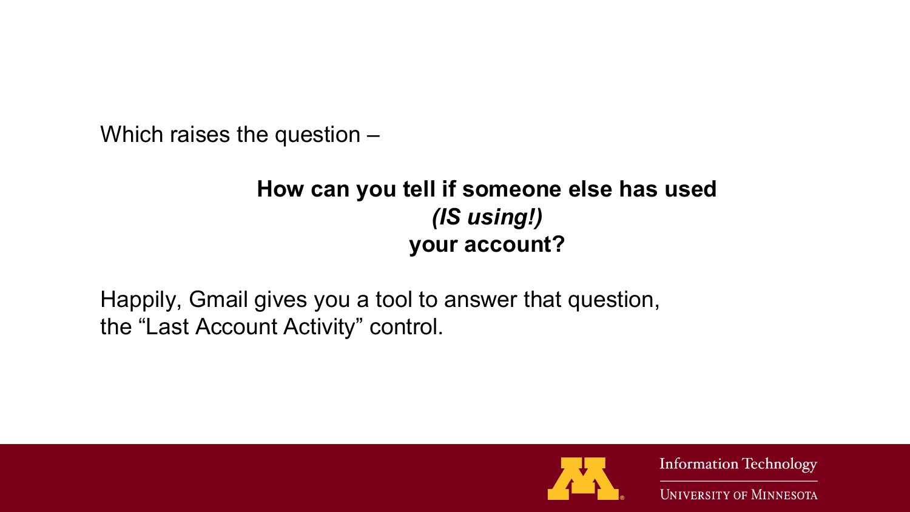Which raises the question –

**How can you tell if someone else has used**
***(IS using!)***
**your account?**

Happily, Gmail gives you a tool to answer that question, the “Last Account Activity” control.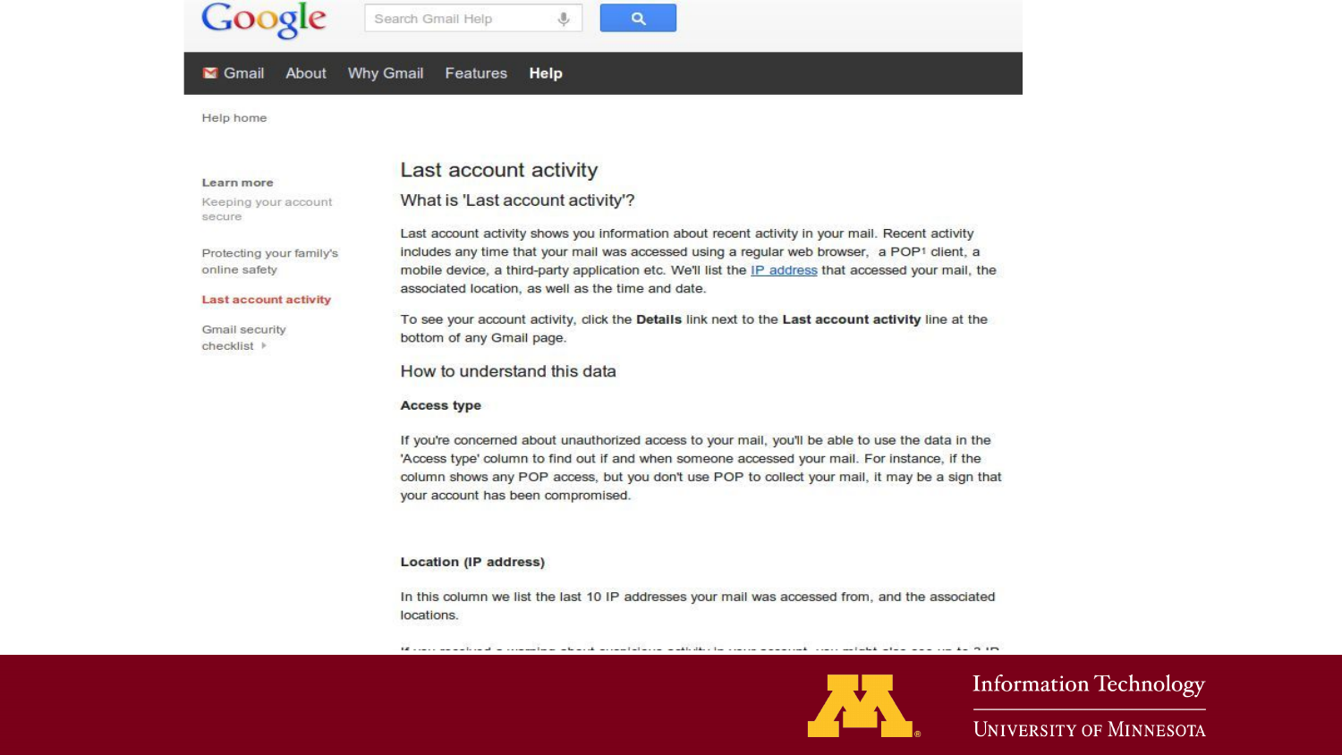Google

Search Gmail Help

Gmail | About | Why Gmail | Features | **Help**

Help home

**Learn more**

- Keeping your account secure
- Protecting your family's online safety
- **Last account activity**
- Gmail security checklist

# Last account activity

## What is 'Last account activity'?

Last account activity shows you information about recent activity in your mail. Recent activity includes any time that your mail was accessed using a regular web browser, a POP[1] client, a mobile device, a third-party application etc. We'll list the IP address that accessed your mail, the associated location, as well as the time and date.

To see your account activity, click the **Details** link next to the **Last account activity** line at the bottom of any Gmail page.

## How to understand this data

**Access type**

If you're concerned about unauthorized access to your mail, you'll be able to use the data in the 'Access type' column to find out if and when someone accessed your mail. For instance, if the column shows any POP access, but you don't use POP to collect your mail, it may be a sign that your account has been compromised.

**Location (IP address)**

In this column we list the last 10 IP addresses your mail was accessed from, and the associated locations.

Information Technology

University of Minnesota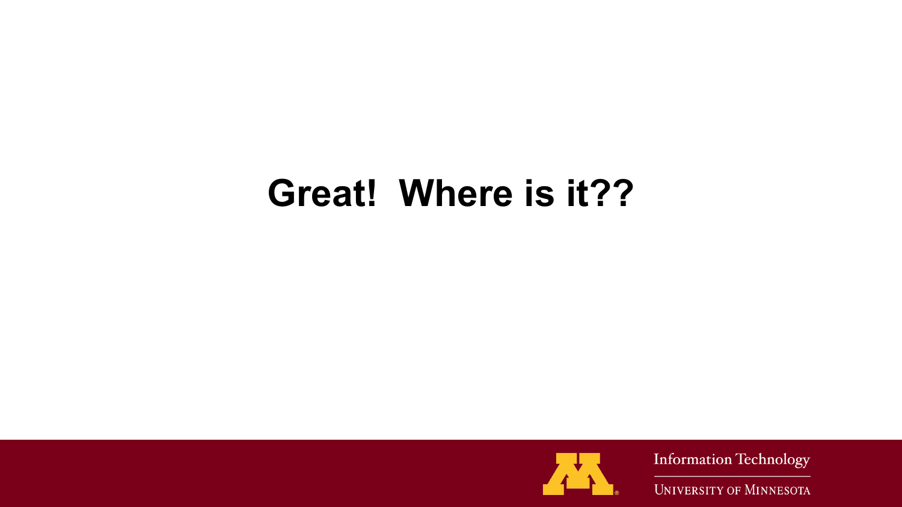# Great!  Where is it??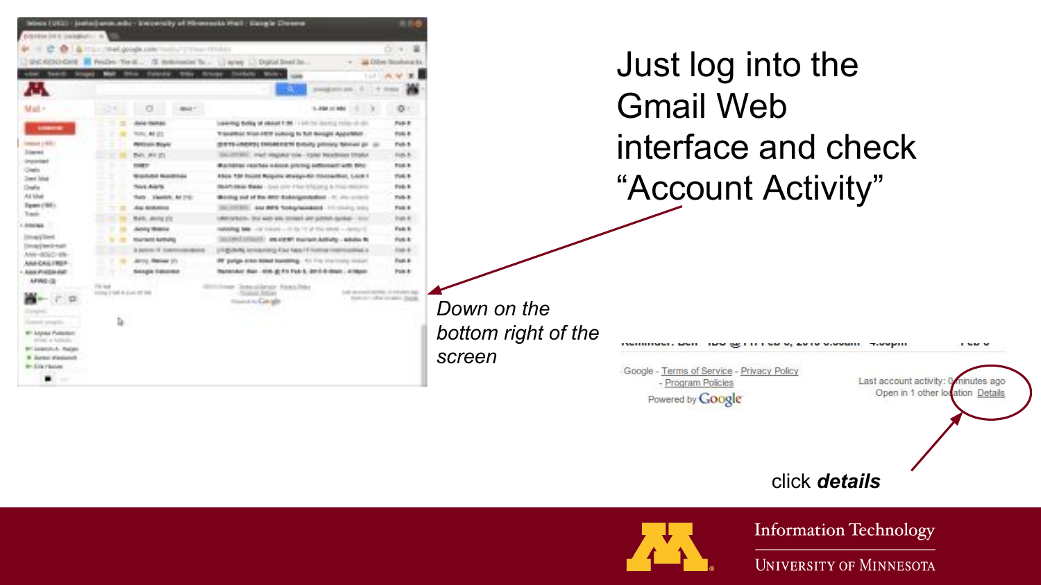# Just log into the Gmail Web interface and check "Account Activity"

*Down on the bottom right of the screen*

Google - Terms of Service - Privacy Policy - Program Policies

Powered by Google

Last account activity: 0 minutes ago
Open in 1 other location Details

click ***details***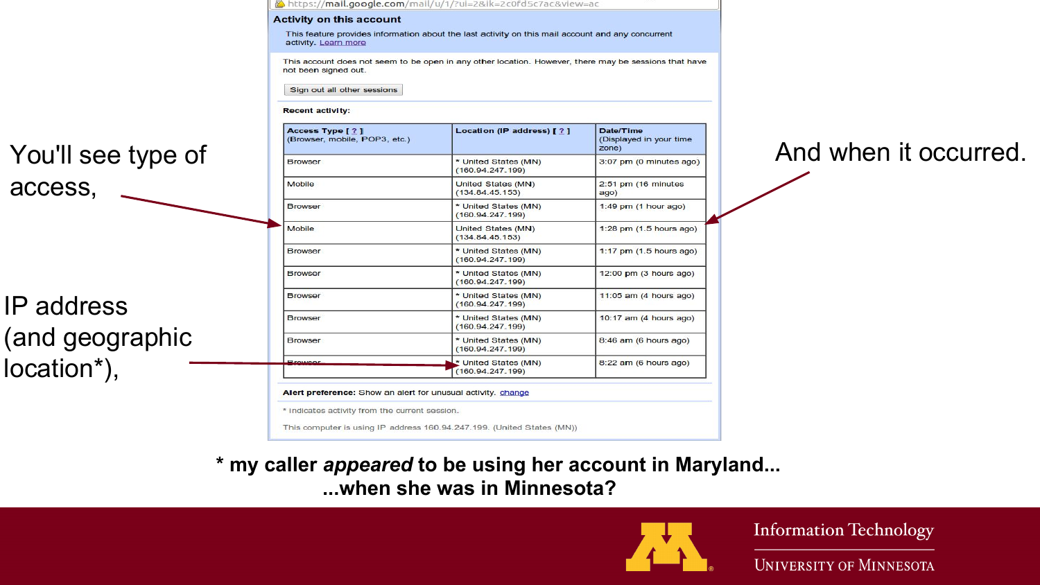https://mail.google.com/mail/u/1/?ui=2&ik=2c0fd5c7ac&view=ac

## Activity on this account

This feature provides information about the last activity on this mail account and any concurrent activity. Learn more

This account does not seem to be open in any other location. However, there may be sessions that have not been signed out.

Sign out all other sessions

**Recent activity:**

| **Access Type [ ? ]** (Browser, mobile, POP3, etc.) | **Location (IP address) [ ? ]** | **Date/Time** (Displayed in your time zone) |
|---|---|---|
| Browser | * United States (MN) (160.94.247.199) | 3:07 pm (0 minutes ago) |
| Mobile | United States (MN) (134.84.45.153) | 2:51 pm (16 minutes ago) |
| Browser | * United States (MN) (160.94.247.199) | 1:49 pm (1 hour ago) |
| Mobile | United States (MN) (134.84.45.153) | 1:28 pm (1.5 hours ago) |
| Browser | * United States (MN) (160.94.247.199) | 1:17 pm (1.5 hours ago) |
| Browser | * United States (MN) (160.94.247.199) | 12:00 pm (3 hours ago) |
| Browser | * United States (MN) (160.94.247.199) | 11:05 am (4 hours ago) |
| Browser | * United States (MN) (160.94.247.199) | 10:17 am (4 hours ago) |
| Browser | * United States (MN) (160.94.247.199) | 8:46 am (6 hours ago) |
| Browser | * United States (MN) (160.94.247.199) | 8:22 am (6 hours ago) |

**Alert preference:** Show an alert for unusual activity. change

* indicates activity from the current session.

This computer is using IP address 160.94.247.199. (United States (MN))

You'll see type of access,

IP address (and geographic location*),

And when it occurred.

**\* my caller *appeared* to be using her account in Maryland... ...when she was in Minnesota?**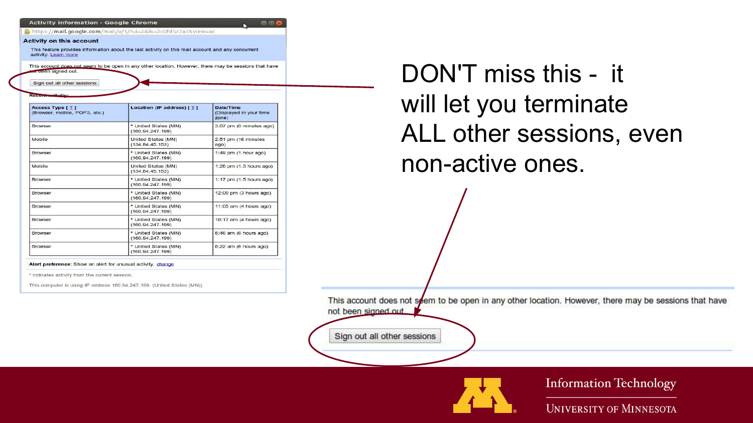**Activity information - Google Chrome**

https://mail.google.com/mail/u/1/?ui=2&ik=2c0fd5c7ac&view=ac

### Activity on this account

This feature provides information about the last activity on this mail account and any concurrent activity. Learn more

This account does not seem to be open in any other location. However, there may be sessions that have not been signed out.

Sign out all other sessions

Recent activity:

| Access Type [ ? ] (Browser, mobile, POP3, etc.) | Location (IP address) [ ? ] | Date/Time (Displayed in your time zone) |
|---|---|---|
| Browser | * United States (MN) (160.94.247.199) | 3:07 pm (0 minutes ago) |
| Mobile | United States (MN) (134.84.45.153) | 2:51 pm (16 minutes ago) |
| Browser | * United States (MN) (160.94.247.199) | 1:49 pm (1 hour ago) |
| Mobile | United States (MN) (134.84.45.153) | 1:26 pm (1.5 hours ago) |
| Browser | * United States (MN) (160.94.247.199) | 1:17 pm (1.5 hours ago) |
| Browser | * United States (MN) (160.94.247.199) | 12:00 pm (3 hours ago) |
| Browser | * United States (MN) (160.94.247.199) | 11:05 am (4 hours ago) |
| Browser | * United States (MN) (160.94.247.199) | 10:17 am (4 hours ago) |
| Browser | * United States (MN) (160.94.247.199) | 8:46 am (6 hours ago) |
| Browser | * United States (MN) (160.94.247.199) | 8:22 am (6 hours ago) |

**Alert preference:** Show an alert for unusual activity. change

\* indicates activity from the current session.

This computer is using IP address 160.94.247.199. (United States (MN))

DON'T miss this - it will let you terminate ALL other sessions, even non-active ones.

This account does not seem to be open in any other location. However, there may be sessions that have not been signed out.

Sign out all other sessions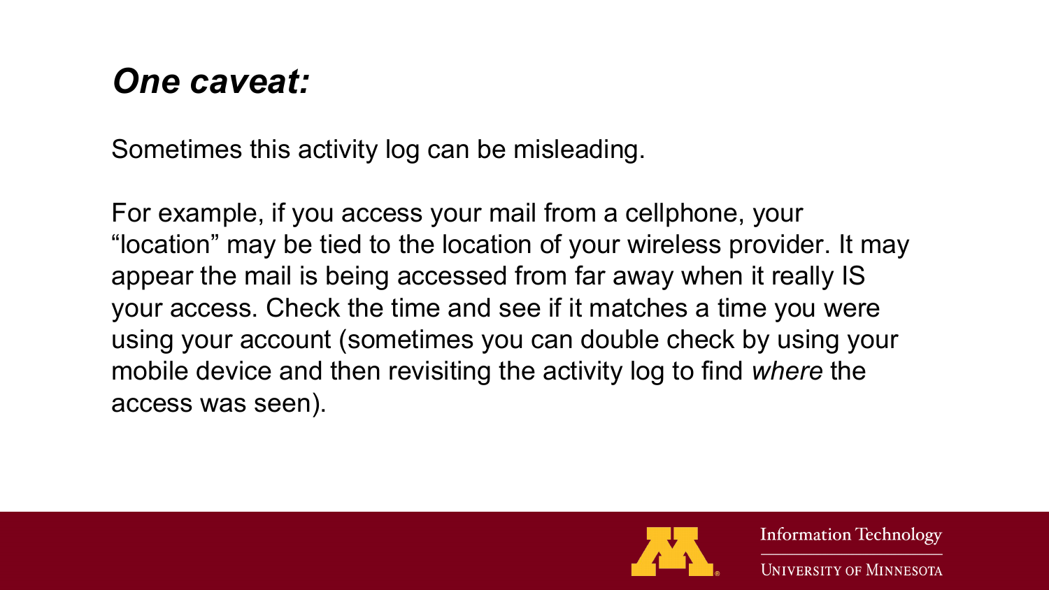## *One caveat:*

Sometimes this activity log can be misleading.

For example, if you access your mail from a cellphone, your "location" may be tied to the location of your wireless provider. It may appear the mail is being accessed from far away when it really IS your access. Check the time and see if it matches a time you were using your account (sometimes you can double check by using your mobile device and then revisiting the activity log to find *where* the access was seen).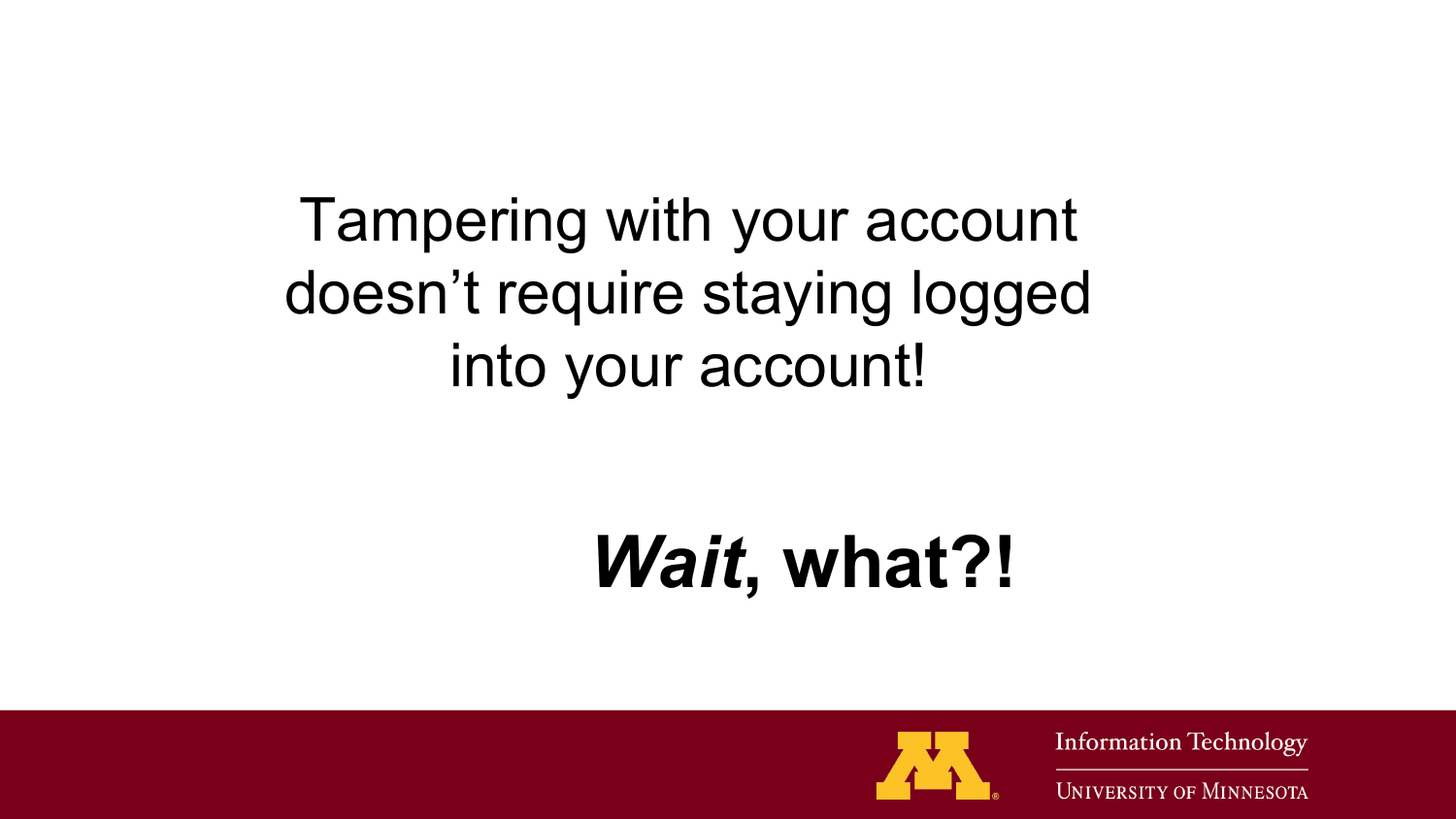Tampering with your account doesn’t require staying logged into your account!

***Wait*, what?!**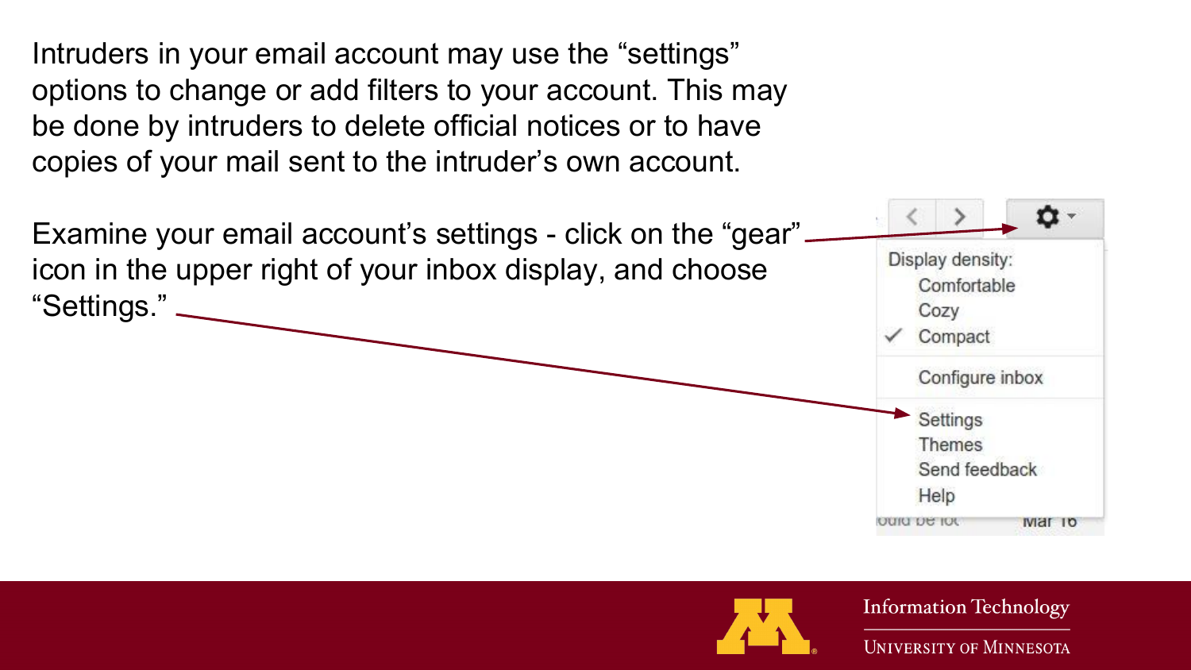Intruders in your email account may use the “settings” options to change or add filters to your account. This may be done by intruders to delete official notices or to have copies of your mail sent to the intruder’s own account.

Examine your email account’s settings - click on the “gear” icon in the upper right of your inbox display, and choose “Settings.”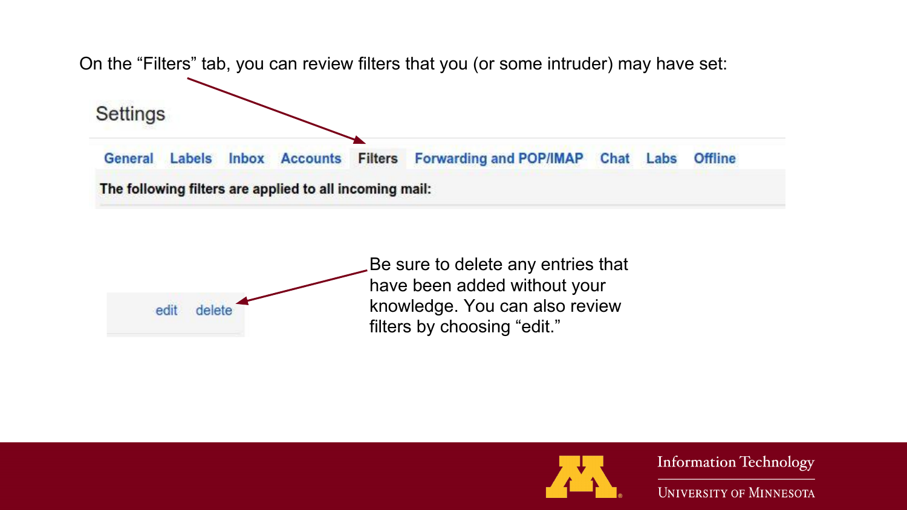On the “Filters” tab, you can review filters that you (or some intruder) may have set:

Settings

General Labels Inbox Accounts **Filters** Forwarding and POP/IMAP Chat Labs Offline

**The following filters are applied to all incoming mail:**

edit delete

Be sure to delete any entries that have been added without your knowledge. You can also review filters by choosing “edit.”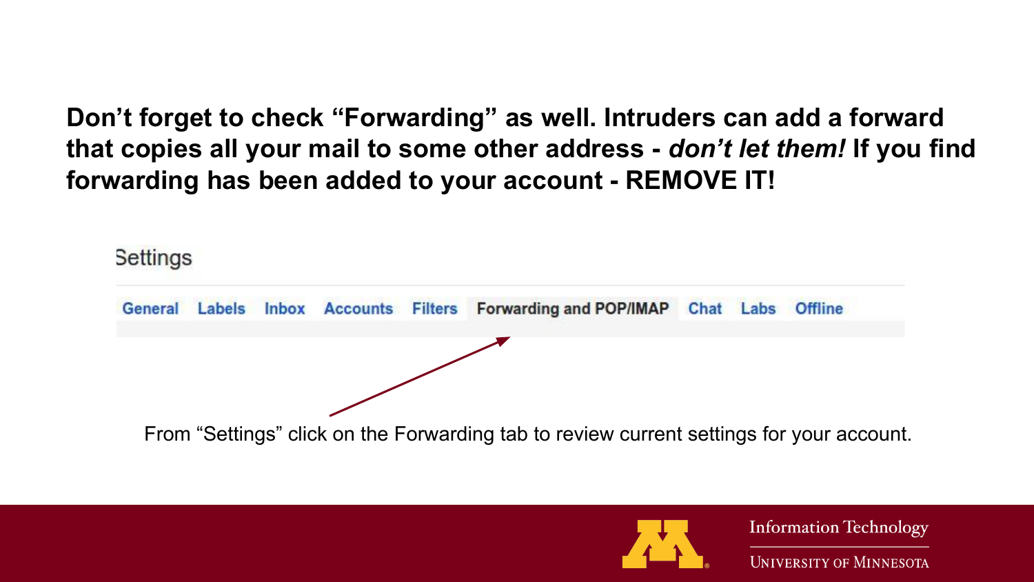**Don't forget to check "Forwarding" as well. Intruders can add a forward that copies all your mail to some other address - *don't let them!* If you find forwarding has been added to your account - REMOVE IT!**

Settings

General Labels Inbox Accounts Filters **Forwarding and POP/IMAP** Chat Labs Offline

From "Settings" click on the Forwarding tab to review current settings for your account.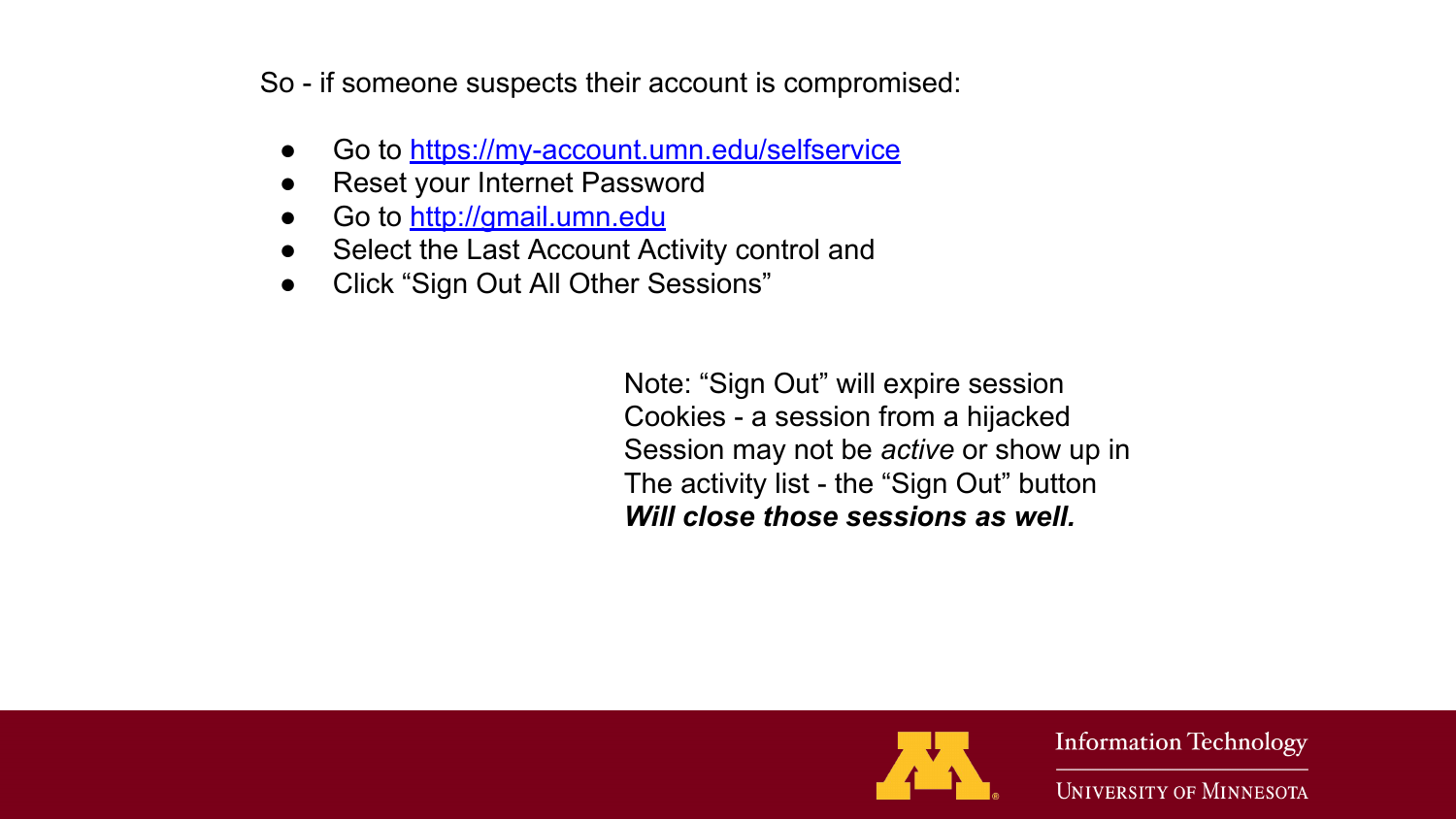So - if someone suspects their account is compromised:

- Go to https://my-account.umn.edu/selfservice
- Reset your Internet Password
- Go to http://gmail.umn.edu
- Select the Last Account Activity control and
- Click "Sign Out All Other Sessions"

Note: "Sign Out" will expire session
Cookies - a session from a hijacked
Session may not be *active* or show up in
The activity list - the "Sign Out" button
***Will close those sessions as well.***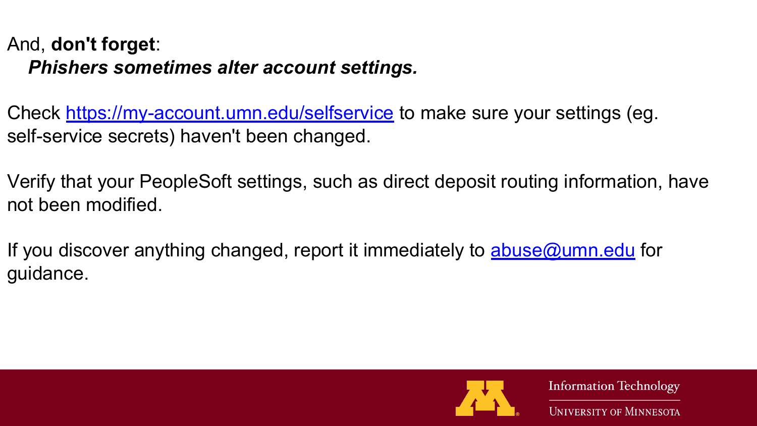And, **don't forget**:

***Phishers sometimes alter account settings.***

Check https://my-account.umn.edu/selfservice to make sure your settings (eg. self-service secrets) haven't been changed.

Verify that your PeopleSoft settings, such as direct deposit routing information, have not been modified.

If you discover anything changed, report it immediately to abuse@umn.edu for guidance.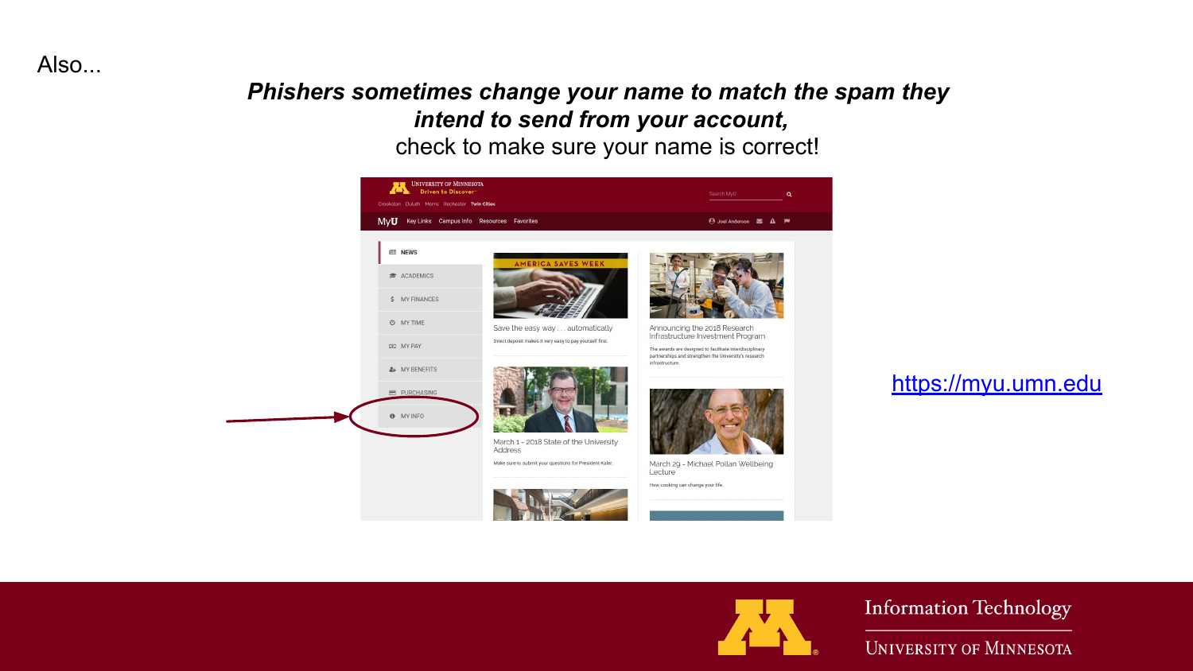Also...

***Phishers sometimes change your name to match the spam they intend to send from your account,***

check to make sure your name is correct!

https://myu.umn.edu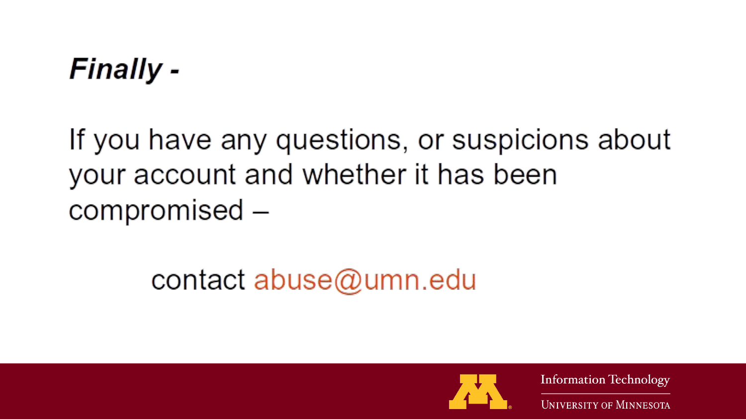***Finally -***

If you have any questions, or suspicions about your account and whether it has been compromised –

contact abuse@umn.edu